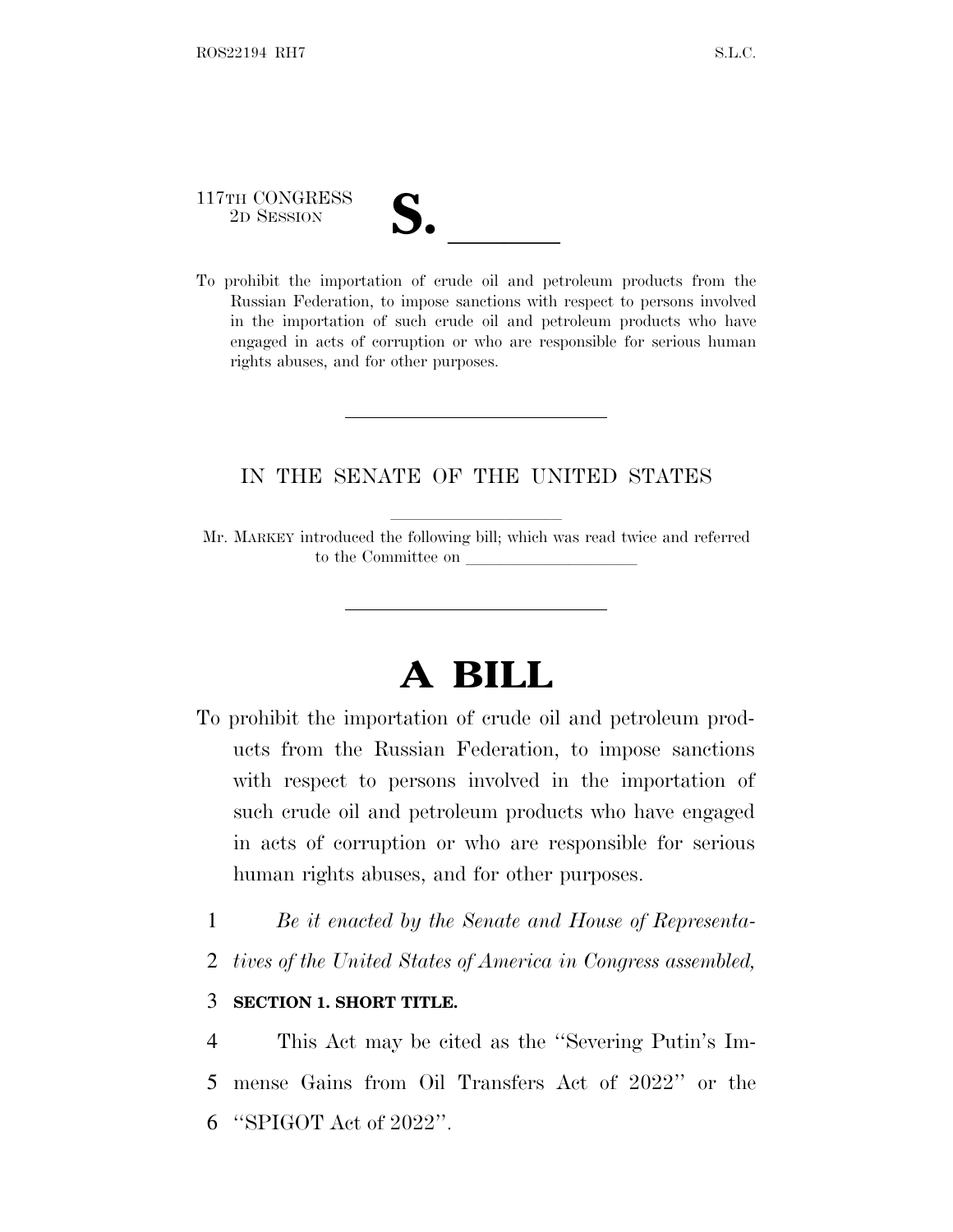117TH CONGRESS
2D SESSION

# S. \_\_\_\_\_\_

To prohibit the importation of crude oil and petroleum products from the Russian Federation, to impose sanctions with respect to persons involved in the importation of such crude oil and petroleum products who have engaged in acts of corruption or who are responsible for serious human rights abuses, and for other purposes.

---

IN THE SENATE OF THE UNITED STATES

Mr. MARKEY introduced the following bill; which was read twice and referred to the Committee on \_\_\_\_\_\_\_\_\_\_\_\_\_\_\_\_\_\_\_\_

---

# A BILL

To prohibit the importation of crude oil and petroleum products from the Russian Federation, to impose sanctions with respect to persons involved in the importation of such crude oil and petroleum products who have engaged in acts of corruption or who are responsible for serious human rights abuses, and for other purposes.

1 *Be it enacted by the Senate and House of Representa-*
2 *tives of the United States of America in Congress assembled,*

3 **SECTION 1. SHORT TITLE.**

4 This Act may be cited as the ''Severing Putin's Im-
5 mense Gains from Oil Transfers Act of 2022'' or the
6 ''SPIGOT Act of 2022''.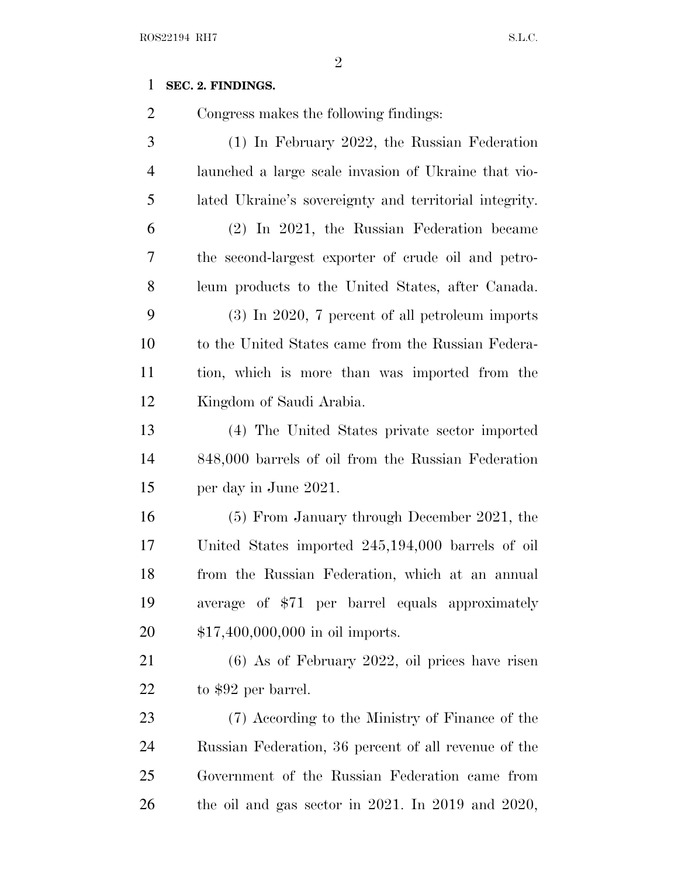**SEC. 2. FINDINGS.**

Congress makes the following findings:

(1) In February 2022, the Russian Federation launched a large scale invasion of Ukraine that violated Ukraine's sovereignty and territorial integrity.

(2) In 2021, the Russian Federation became the second-largest exporter of crude oil and petroleum products to the United States, after Canada.

(3) In 2020, 7 percent of all petroleum imports to the United States came from the Russian Federation, which is more than was imported from the Kingdom of Saudi Arabia.

(4) The United States private sector imported 848,000 barrels of oil from the Russian Federation per day in June 2021.

(5) From January through December 2021, the United States imported 245,194,000 barrels of oil from the Russian Federation, which at an annual average of $71 per barrel equals approximately $17,400,000,000 in oil imports.

(6) As of February 2022, oil prices have risen to $92 per barrel.

(7) According to the Ministry of Finance of the Russian Federation, 36 percent of all revenue of the Government of the Russian Federation came from the oil and gas sector in 2021. In 2019 and 2020,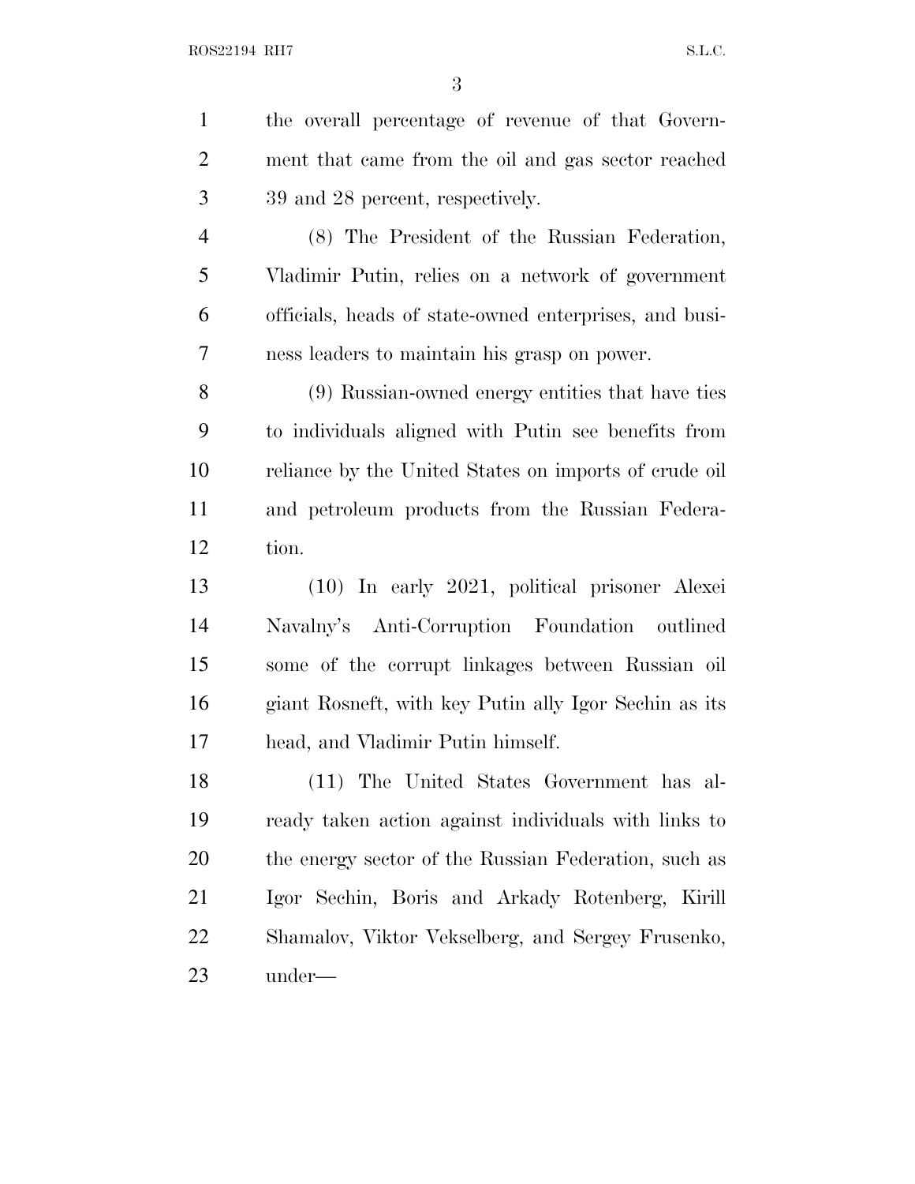the overall percentage of revenue of that Government that came from the oil and gas sector reached 39 and 28 percent, respectively.

(8) The President of the Russian Federation, Vladimir Putin, relies on a network of government officials, heads of state-owned enterprises, and business leaders to maintain his grasp on power.

(9) Russian-owned energy entities that have ties to individuals aligned with Putin see benefits from reliance by the United States on imports of crude oil and petroleum products from the Russian Federation.

(10) In early 2021, political prisoner Alexei Navalny's Anti-Corruption Foundation outlined some of the corrupt linkages between Russian oil giant Rosneft, with key Putin ally Igor Sechin as its head, and Vladimir Putin himself.

(11) The United States Government has already taken action against individuals with links to the energy sector of the Russian Federation, such as Igor Sechin, Boris and Arkady Rotenberg, Kirill Shamalov, Viktor Vekselberg, and Sergey Frusenko, under—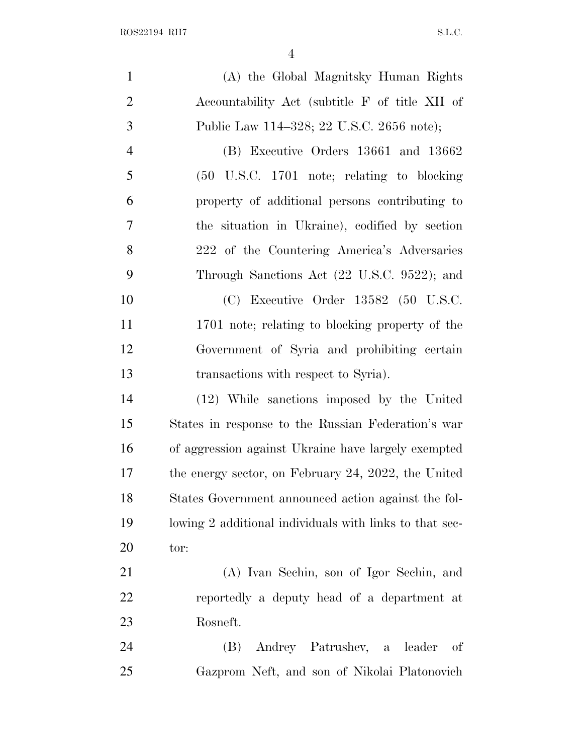(A) the Global Magnitsky Human Rights Accountability Act (subtitle F of title XII of Public Law 114–328; 22 U.S.C. 2656 note);

(B) Executive Orders 13661 and 13662 (50 U.S.C. 1701 note; relating to blocking property of additional persons contributing to the situation in Ukraine), codified by section 222 of the Countering America's Adversaries Through Sanctions Act (22 U.S.C. 9522); and

(C) Executive Order 13582 (50 U.S.C. 1701 note; relating to blocking property of the Government of Syria and prohibiting certain transactions with respect to Syria).

(12) While sanctions imposed by the United States in response to the Russian Federation's war of aggression against Ukraine have largely exempted the energy sector, on February 24, 2022, the United States Government announced action against the following 2 additional individuals with links to that sector:

(A) Ivan Sechin, son of Igor Sechin, and reportedly a deputy head of a department at Rosneft.

(B) Andrey Patrushev, a leader of Gazprom Neft, and son of Nikolai Platonovich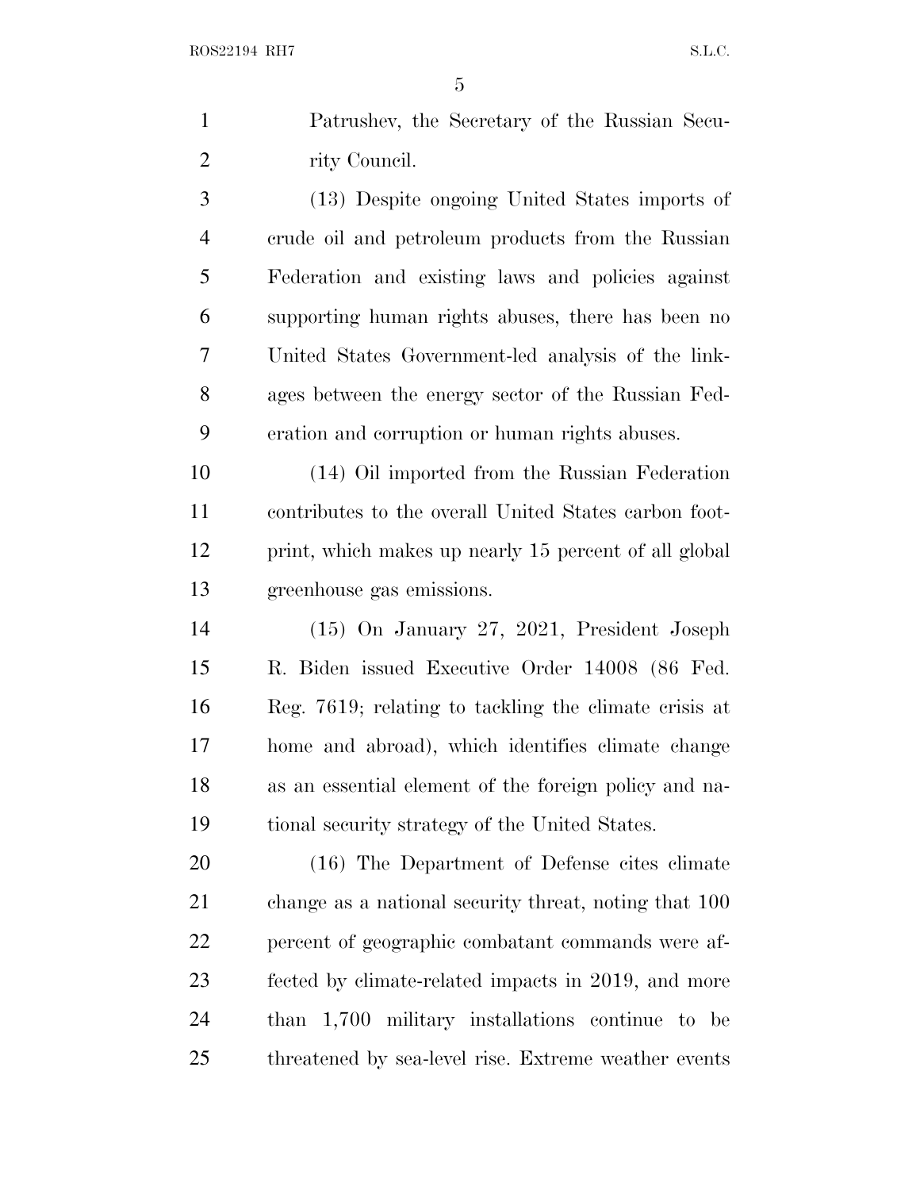Patrushev, the Secretary of the Russian Security Council.

(13) Despite ongoing United States imports of crude oil and petroleum products from the Russian Federation and existing laws and policies against supporting human rights abuses, there has been no United States Government-led analysis of the linkages between the energy sector of the Russian Federation and corruption or human rights abuses.

(14) Oil imported from the Russian Federation contributes to the overall United States carbon footprint, which makes up nearly 15 percent of all global greenhouse gas emissions.

(15) On January 27, 2021, President Joseph R. Biden issued Executive Order 14008 (86 Fed. Reg. 7619; relating to tackling the climate crisis at home and abroad), which identifies climate change as an essential element of the foreign policy and national security strategy of the United States.

(16) The Department of Defense cites climate change as a national security threat, noting that 100 percent of geographic combatant commands were affected by climate-related impacts in 2019, and more than 1,700 military installations continue to be threatened by sea-level rise. Extreme weather events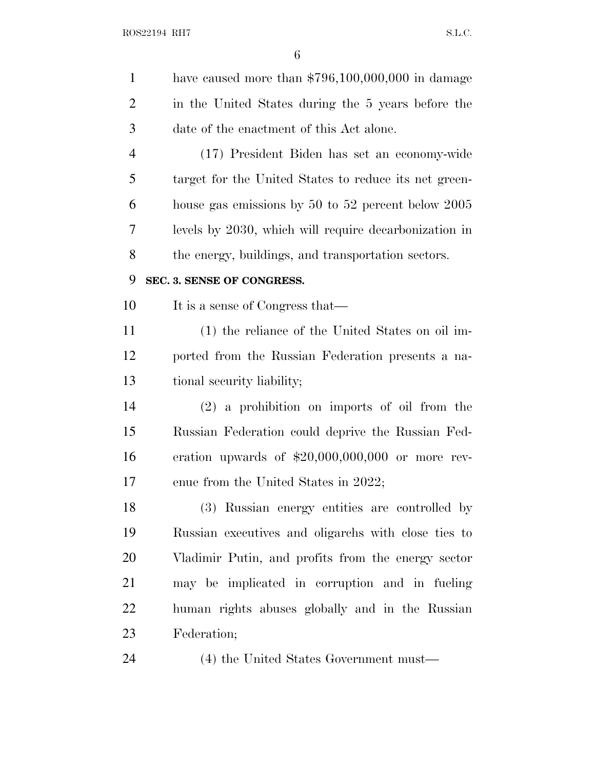have caused more than $796,100,000,000 in damage in the United States during the 5 years before the date of the enactment of this Act alone.

(17) President Biden has set an economy-wide target for the United States to reduce its net greenhouse gas emissions by 50 to 52 percent below 2005 levels by 2030, which will require decarbonization in the energy, buildings, and transportation sectors.

**SEC. 3. SENSE OF CONGRESS.**

It is a sense of Congress that—

(1) the reliance of the United States on oil imported from the Russian Federation presents a national security liability;

(2) a prohibition on imports of oil from the Russian Federation could deprive the Russian Federation upwards of $20,000,000,000 or more revenue from the United States in 2022;

(3) Russian energy entities are controlled by Russian executives and oligarchs with close ties to Vladimir Putin, and profits from the energy sector may be implicated in corruption and in fueling human rights abuses globally and in the Russian Federation;

(4) the United States Government must—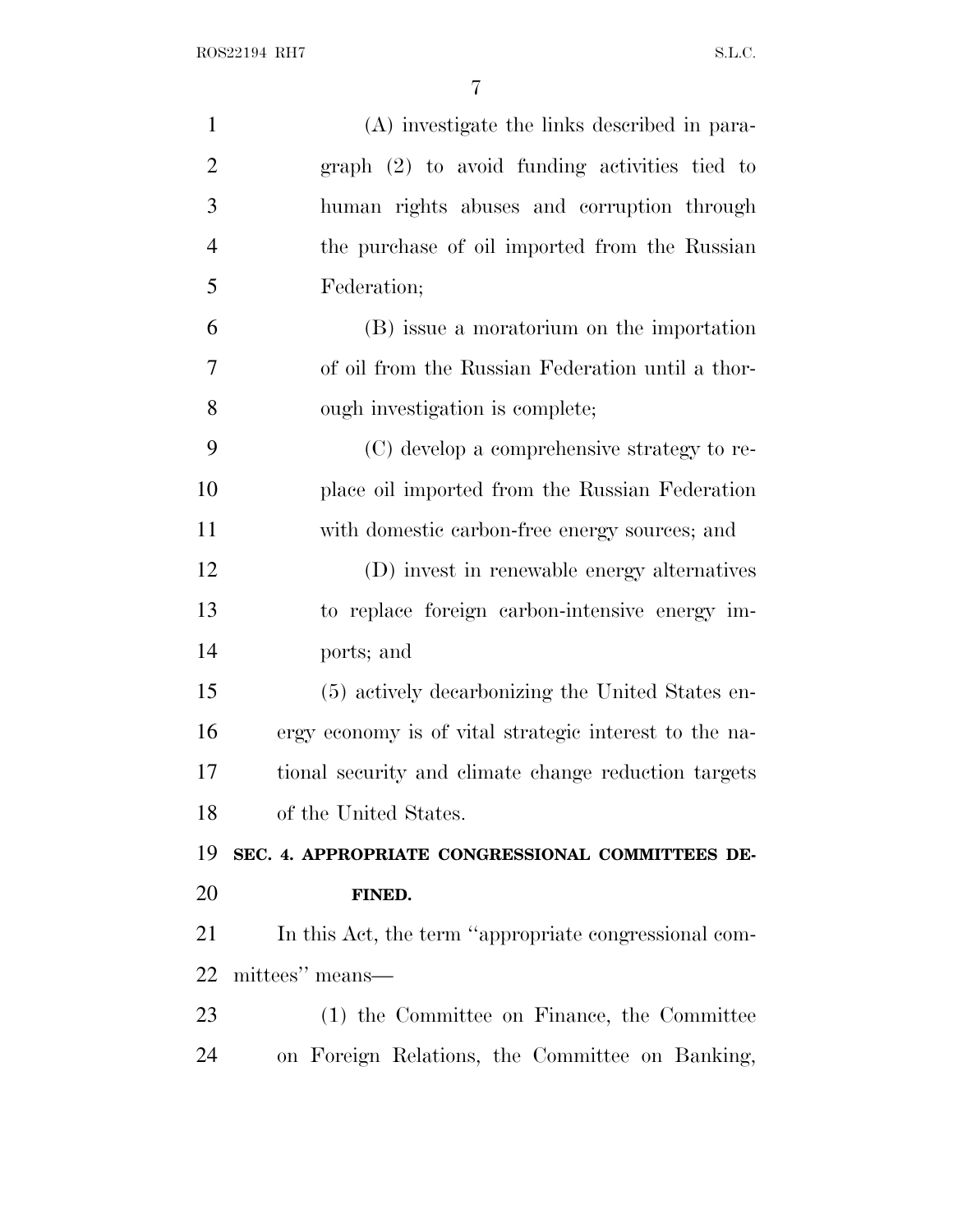(A) investigate the links described in paragraph (2) to avoid funding activities tied to human rights abuses and corruption through the purchase of oil imported from the Russian Federation;

(B) issue a moratorium on the importation of oil from the Russian Federation until a thorough investigation is complete;

(C) develop a comprehensive strategy to replace oil imported from the Russian Federation with domestic carbon-free energy sources; and

(D) invest in renewable energy alternatives to replace foreign carbon-intensive energy imports; and

(5) actively decarbonizing the United States energy economy is of vital strategic interest to the national security and climate change reduction targets of the United States.

**SEC. 4. APPROPRIATE CONGRESSIONAL COMMITTEES DEFINED.**

In this Act, the term ''appropriate congressional committees'' means—

(1) the Committee on Finance, the Committee on Foreign Relations, the Committee on Banking,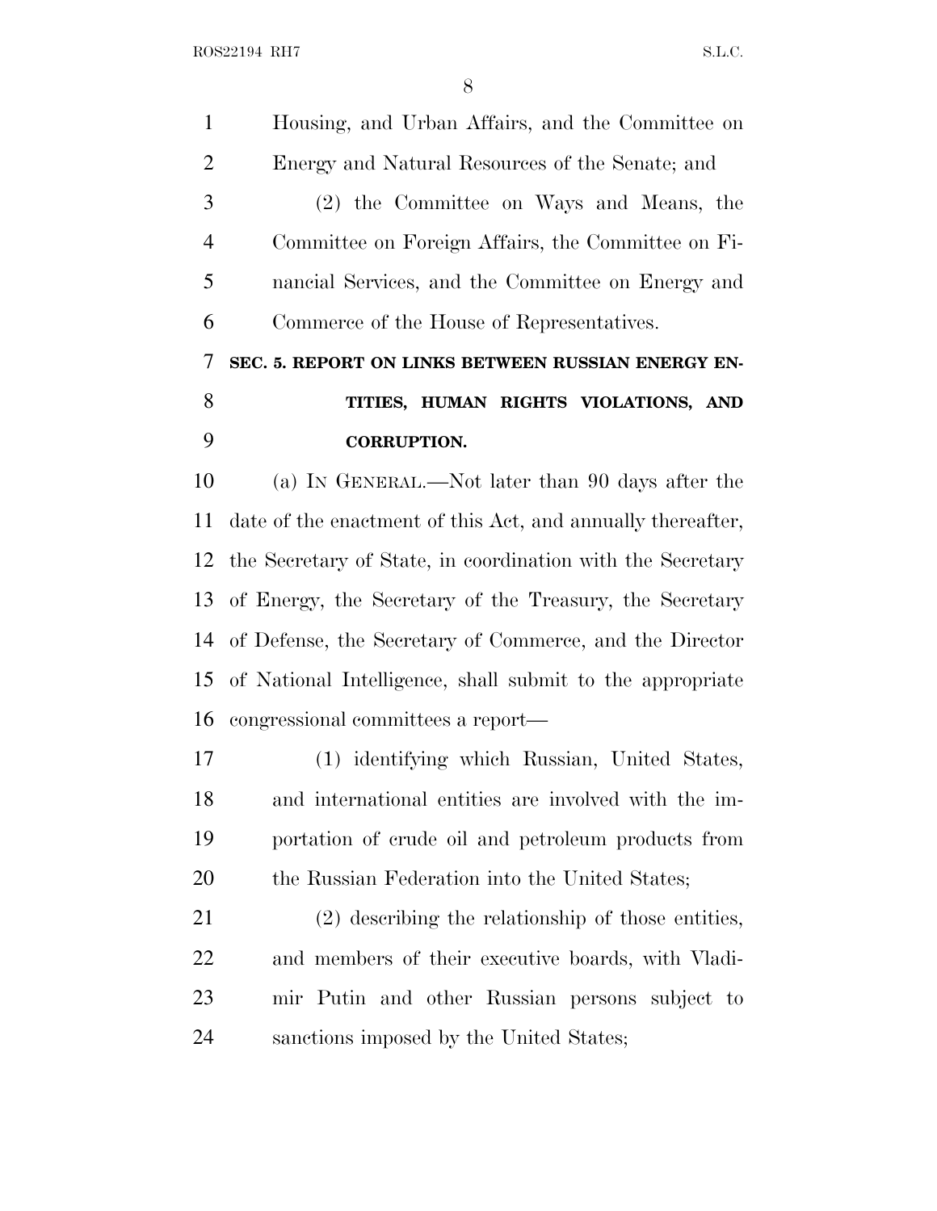Housing, and Urban Affairs, and the Committee on Energy and Natural Resources of the Senate; and

(2) the Committee on Ways and Means, the Committee on Foreign Affairs, the Committee on Financial Services, and the Committee on Energy and Commerce of the House of Representatives.

## SEC. 5. REPORT ON LINKS BETWEEN RUSSIAN ENERGY ENTITIES, HUMAN RIGHTS VIOLATIONS, AND CORRUPTION.

(a) IN GENERAL.—Not later than 90 days after the date of the enactment of this Act, and annually thereafter, the Secretary of State, in coordination with the Secretary of Energy, the Secretary of the Treasury, the Secretary of Defense, the Secretary of Commerce, and the Director of National Intelligence, shall submit to the appropriate congressional committees a report—

(1) identifying which Russian, United States, and international entities are involved with the importation of crude oil and petroleum products from the Russian Federation into the United States;

(2) describing the relationship of those entities, and members of their executive boards, with Vladimir Putin and other Russian persons subject to sanctions imposed by the United States;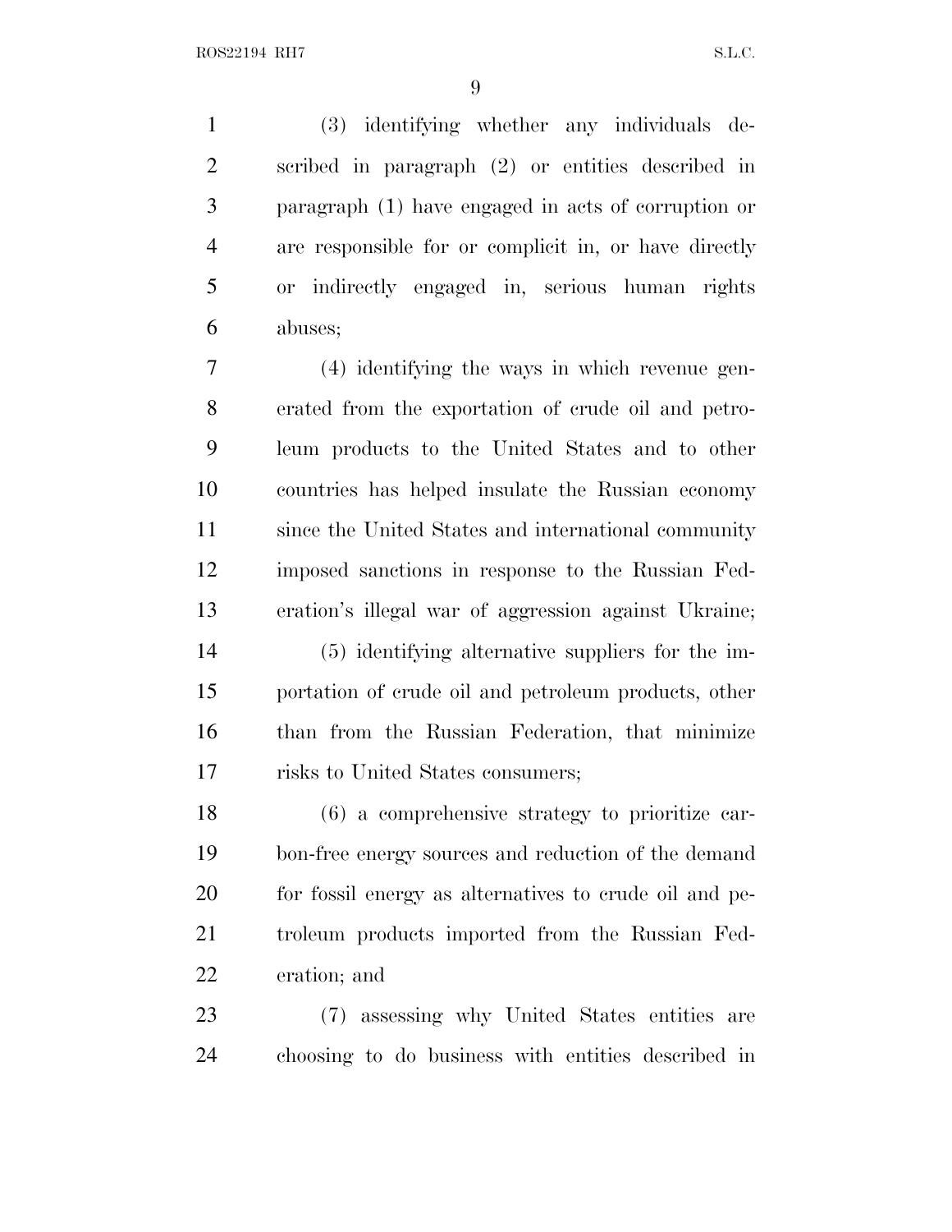(3) identifying whether any individuals described in paragraph (2) or entities described in paragraph (1) have engaged in acts of corruption or are responsible for or complicit in, or have directly or indirectly engaged in, serious human rights abuses;

(4) identifying the ways in which revenue generated from the exportation of crude oil and petroleum products to the United States and to other countries has helped insulate the Russian economy since the United States and international community imposed sanctions in response to the Russian Federation's illegal war of aggression against Ukraine;

(5) identifying alternative suppliers for the importation of crude oil and petroleum products, other than from the Russian Federation, that minimize risks to United States consumers;

(6) a comprehensive strategy to prioritize carbon-free energy sources and reduction of the demand for fossil energy as alternatives to crude oil and petroleum products imported from the Russian Federation; and

(7) assessing why United States entities are choosing to do business with entities described in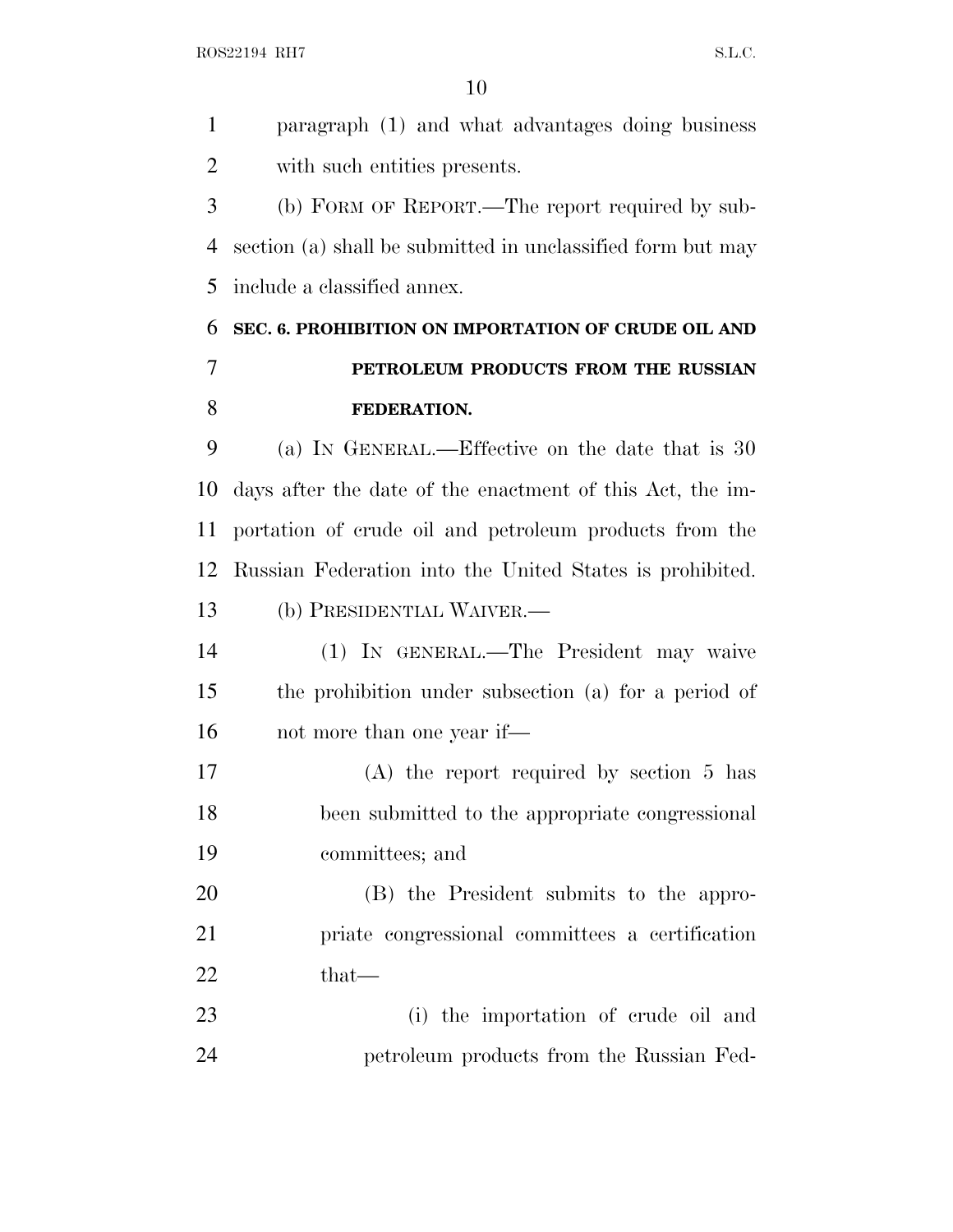paragraph (1) and what advantages doing business with such entities presents.

(b) FORM OF REPORT.—The report required by subsection (a) shall be submitted in unclassified form but may include a classified annex.

### SEC. 6. PROHIBITION ON IMPORTATION OF CRUDE OIL AND PETROLEUM PRODUCTS FROM THE RUSSIAN FEDERATION.

(a) IN GENERAL.—Effective on the date that is 30 days after the date of the enactment of this Act, the importation of crude oil and petroleum products from the Russian Federation into the United States is prohibited.

(b) PRESIDENTIAL WAIVER.—

(1) IN GENERAL.—The President may waive the prohibition under subsection (a) for a period of not more than one year if—

(A) the report required by section 5 has been submitted to the appropriate congressional committees; and

(B) the President submits to the appropriate congressional committees a certification that—

(i) the importation of crude oil and petroleum products from the Russian Fed-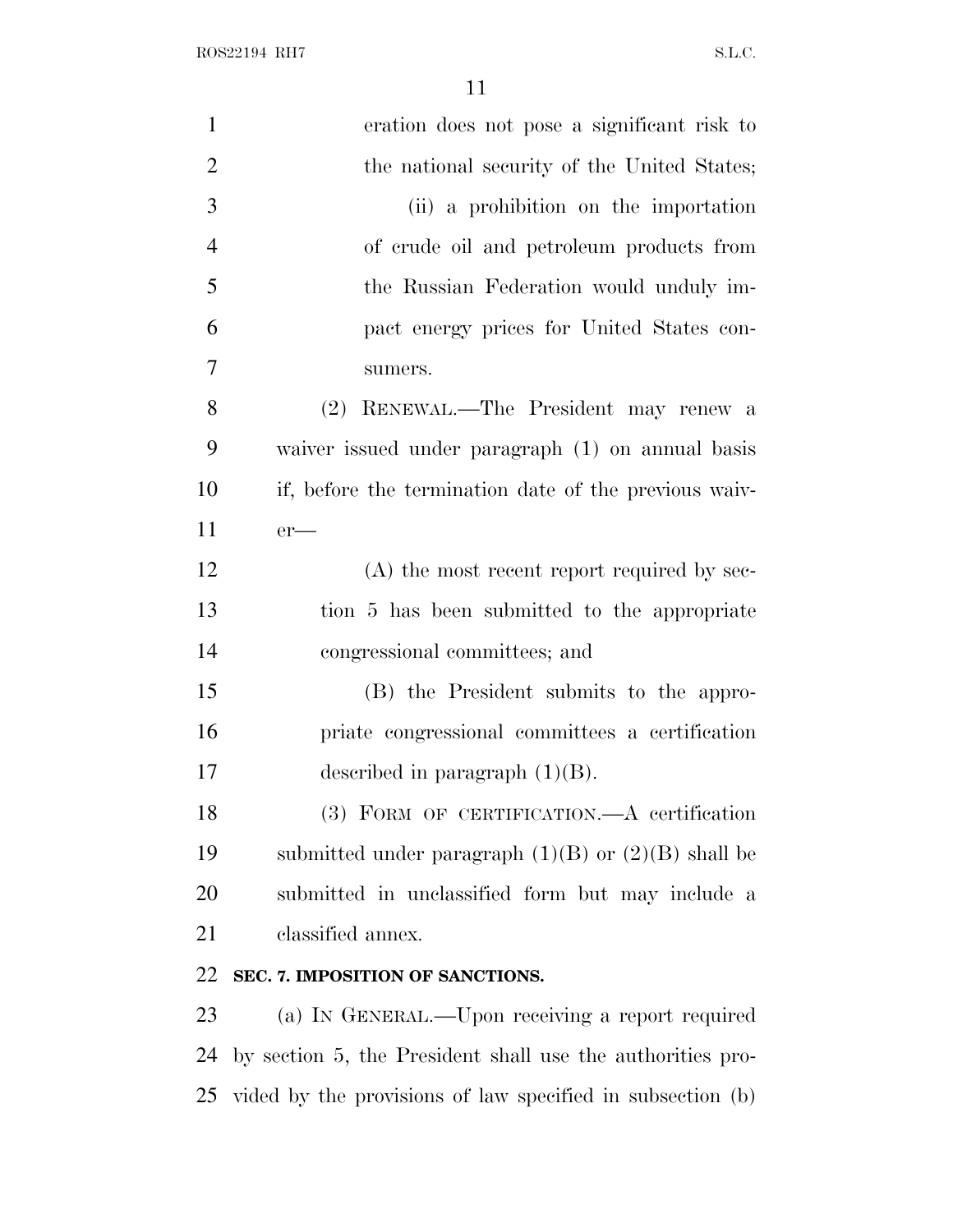eration does not pose a significant risk to the national security of the United States;

(ii) a prohibition on the importation of crude oil and petroleum products from the Russian Federation would unduly impact energy prices for United States consumers.

(2) RENEWAL.—The President may renew a waiver issued under paragraph (1) on annual basis if, before the termination date of the previous waiver—

(A) the most recent report required by section 5 has been submitted to the appropriate congressional committees; and

(B) the President submits to the appropriate congressional committees a certification described in paragraph (1)(B).

(3) FORM OF CERTIFICATION.—A certification submitted under paragraph (1)(B) or (2)(B) shall be submitted in unclassified form but may include a classified annex.

**SEC. 7. IMPOSITION OF SANCTIONS.**

(a) IN GENERAL.—Upon receiving a report required by section 5, the President shall use the authorities provided by the provisions of law specified in subsection (b)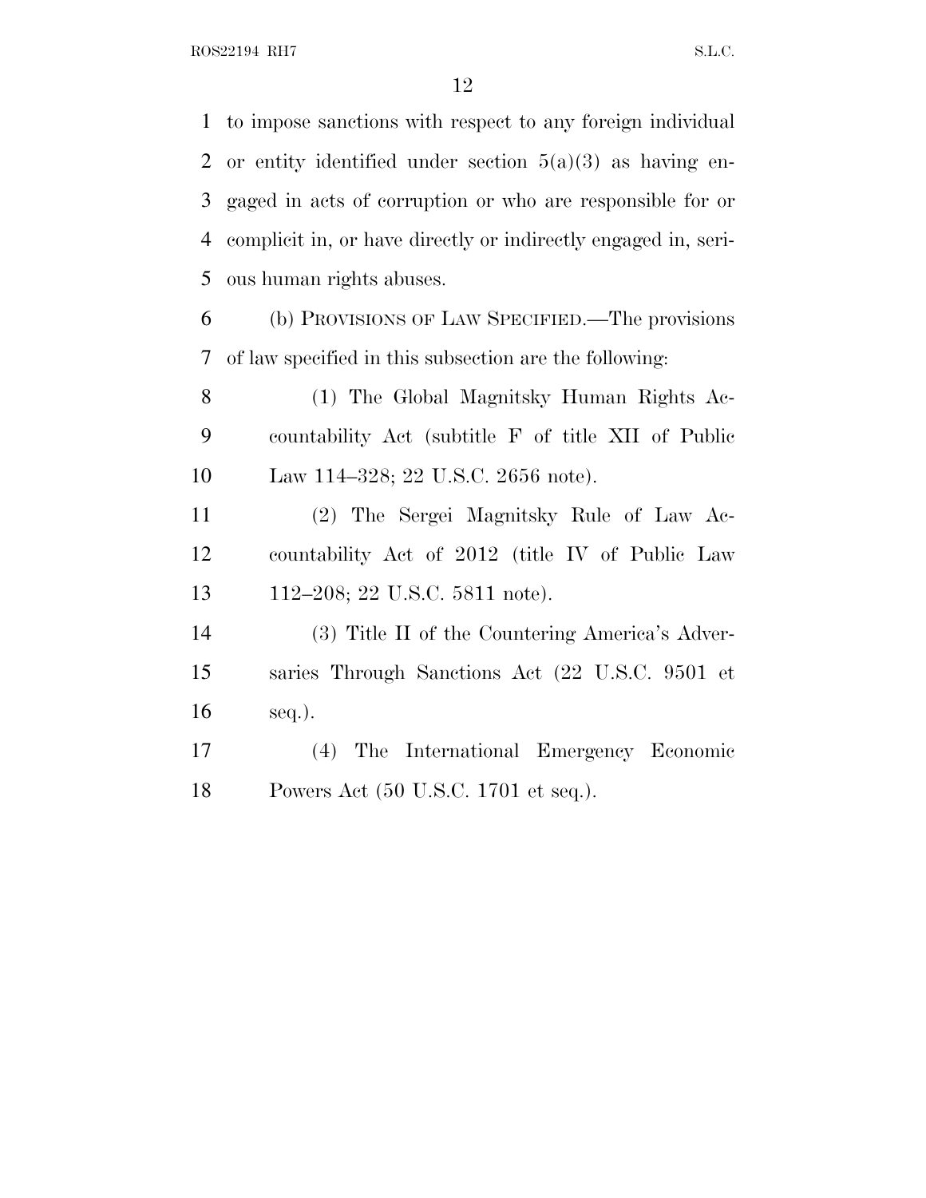to impose sanctions with respect to any foreign individual or entity identified under section 5(a)(3) as having engaged in acts of corruption or who are responsible for or complicit in, or have directly or indirectly engaged in, serious human rights abuses.

(b) PROVISIONS OF LAW SPECIFIED.—The provisions of law specified in this subsection are the following:

(1) The Global Magnitsky Human Rights Accountability Act (subtitle F of title XII of Public Law 114–328; 22 U.S.C. 2656 note).

(2) The Sergei Magnitsky Rule of Law Accountability Act of 2012 (title IV of Public Law 112–208; 22 U.S.C. 5811 note).

(3) Title II of the Countering America's Adversaries Through Sanctions Act (22 U.S.C. 9501 et seq.).

(4) The International Emergency Economic Powers Act (50 U.S.C. 1701 et seq.).